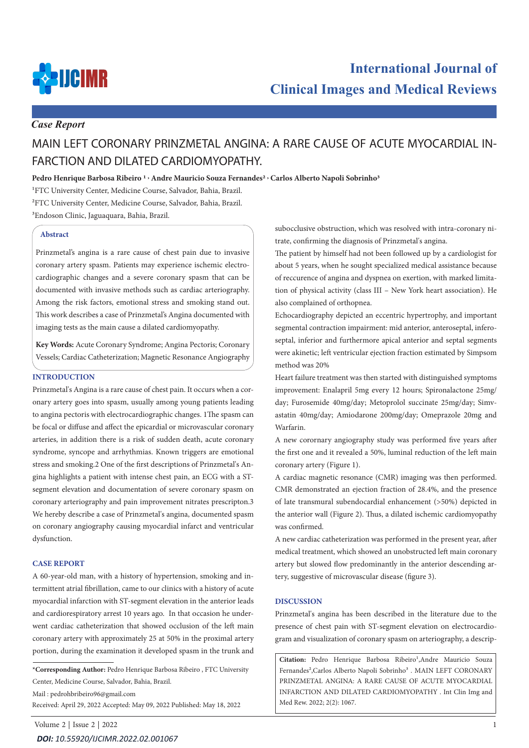*Case Report*

# MAIN LEFT CORONARY PRINZMETAL ANGINA: A RARE CAUSE OF ACUTE MYOCARDIAL INFARCTION AND DILATED CARDIOMYOPATHY.

**Pedro Henrique Barbosa Ribeiro [1] , Andre Mauricio Souza Fernandes[2] , Carlos Alberto Napoli Sobrinho[3]**

[1]FTC University Center, Medicine Course, Salvador, Bahia, Brazil.

[2]FTC University Center, Medicine Course, Salvador, Bahia, Brazil.

[3]Endoson Clinic, Jaguaquara, Bahia, Brazil.

### Abstract

Prinzmetal's angina is a rare cause of chest pain due to invasive coronary artery spasm. Patients may experience ischemic electrocardiographic changes and a severe coronary spasm that can be documented with invasive methods such as cardiac arteriography. Among the risk factors, emotional stress and smoking stand out. This work describes a case of Prinzmetal's Angina documented with imaging tests as the main cause a dilated cardiomyopathy.

**Key Words:** Acute Coronary Syndrome; Angina Pectoris; Coronary Vessels; Cardiac Catheterization; Magnetic Resonance Angiography

## INTRODUCTION

Prinzmetal's Angina is a rare cause of chest pain. It occurs when a coronary artery goes into spasm, usually among young patients leading to angina pectoris with electrocardiographic changes. 1The spasm can be focal or diffuse and affect the epicardial or microvascular coronary arteries, in addition there is a risk of sudden death, acute coronary syndrome, syncope and arrhythmias. Known triggers are emotional stress and smoking.2 One of the first descriptions of Prinzmetal's Angina highlights a patient with intense chest pain, an ECG with a ST-segment elevation and documentation of severe coronary spasm on coronary arteriography and pain improvement nitrates prescripton.3 We hereby describe a case of Prinzmetal's angina, documented spasm on coronary angiography causing myocardial infarct and ventricular dysfunction.

## CASE REPORT

A 60-year-old man, with a history of hypertension, smoking and intermittent atrial fibrillation, came to our clinics with a history of acute myocardial infarction with ST-segment elevation in the anterior leads and cardiorespiratory arrest 10 years ago. In that occasion he underwent cardiac catheterization that showed occlusion of the left main coronary artery with approximately 25 at 50% in the proximal artery portion, during the examination it developed spasm in the trunk and subocclusive obstruction, which was resolved with intra-coronary nitrate, confirming the diagnosis of Prinzmetal's angina.

The patient by himself had not been followed up by a cardiologist for about 5 years, when he sought specialized medical assistance because of reccurence of angina and dyspnea on exertion, with marked limitation of physical activity (class III – New York heart association). He also complained of orthopnea.

Echocardiography depicted an eccentric hypertrophy, and important segmental contraction impairment: mid anterior, anteroseptal, inferoseptal, inferior and furthermore apical anterior and septal segments were akinetic; left ventricular ejection fraction estimated by Simpsom method was 20%

Heart failure treatment was then started with distinguished symptoms improvement: Enalapril 5mg every 12 hours; Spironalactone 25mg/day; Furosemide 40mg/day; Metoprolol succinate 25mg/day; Simvastatin 40mg/day; Amiodarone 200mg/day; Omeprazole 20mg and Warfarin.

A new corornary angiography study was performed five years after the first one and it revealed a 50%, luminal reduction of the left main coronary artery (Figure 1).

A cardiac magnetic resonance (CMR) imaging was then performed. CMR demonstrated an ejection fraction of 28.4%, and the presence of late transmural subendocardial enhancement (>50%) depicted in the anterior wall (Figure 2). Thus, a dilated ischemic cardiomyopathy was confirmed.

A new cardiac catheterization was performed in the present year, after medical treatment, which showed an unobstructed left main coronary artery but slowed flow predominantly in the anterior descending artery, suggestive of microvascular disease (figure 3).

## DISCUSSION

Prinzmetal's angina has been described in the literature due to the presence of chest pain with ST-segment elevation on electrocardiogram and visualization of coronary spasm on arteriography, a descrip-

---

***Corresponding Author:** Pedro Henrique Barbosa Ribeiro , FTC University Center, Medicine Course, Salvador, Bahia, Brazil.

Mail : pedrohbribeiro96@gmail.com

Received: April 29, 2022 Accepted: May 09, 2022 Published: May 18, 2022

**Citation:** Pedro Henrique Barbosa Ribeiro[1],Andre Mauricio Souza Fernandes[2],Carlos Alberto Napoli Sobrinho[3] . MAIN LEFT CORONARY PRINZMETAL ANGINA: A RARE CAUSE OF ACUTE MYOCARDIAL INFARCTION AND DILATED CARDIOMYOPATHY . Int Clin Img and Med Rew. 2022; 2(2): 1067.

***DOI:** 10.55920/IJCIMR.2022.02.001067*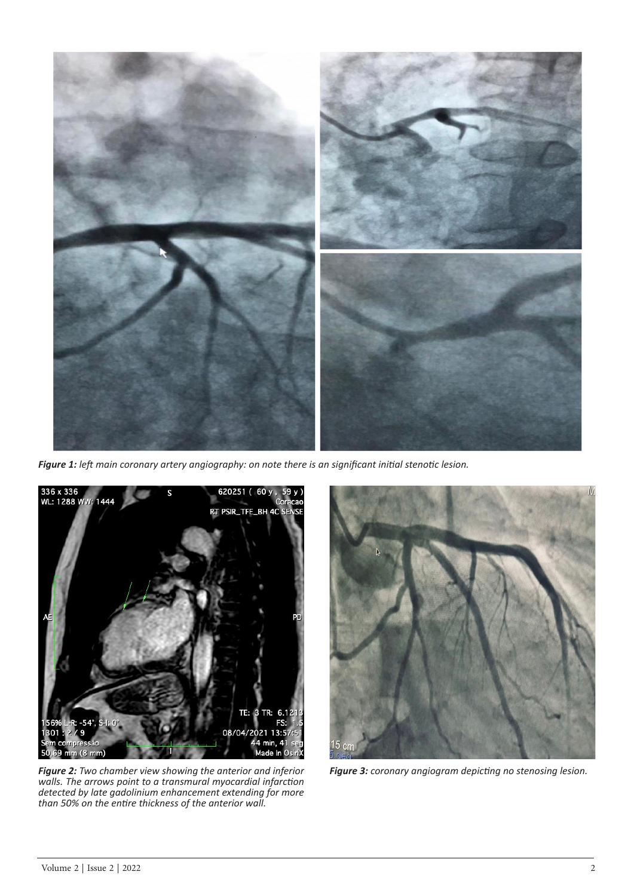***Figure 1:*** *left main coronary artery angiography: on note there is an significant initial stenotic lesion.*

***Figure 2:*** *Two chamber view showing the anterior and inferior walls. The arrows point to a transmural myocardial infarction detected by late gadolinium enhancement extending for more than 50% on the entire thickness of the anterior wall.*

***Figure 3:*** *coronary angiogram depicting no stenosing lesion.*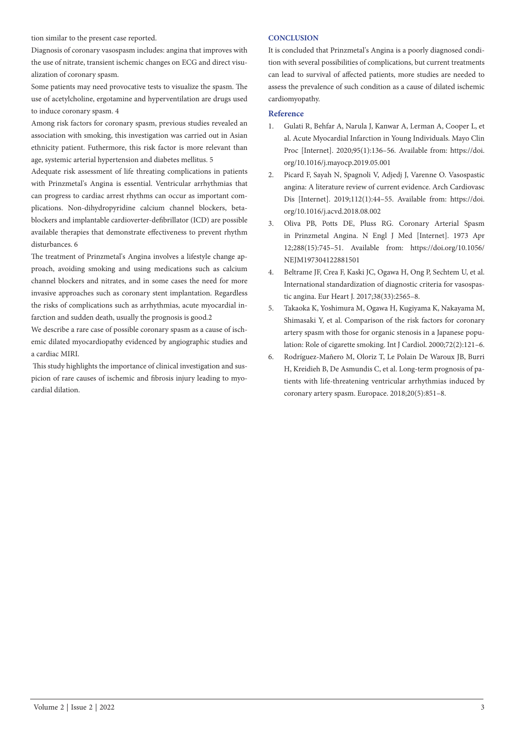tion similar to the present case reported.

Diagnosis of coronary vasospasm includes: angina that improves with the use of nitrate, transient ischemic changes on ECG and direct visualization of coronary spasm.

Some patients may need provocative tests to visualize the spasm. The use of acetylcholine, ergotamine and hyperventilation are drugs used to induce coronary spasm. 4

Among risk factors for coronary spasm, previous studies revealed an association with smoking, this investigation was carried out in Asian ethnicity patient. Futhermore, this risk factor is more relevant than age, systemic arterial hypertension and diabetes mellitus. 5

Adequate risk assessment of life threating complications in patients with Prinzmetal's Angina is essential. Ventricular arrhythmias that can progress to cardiac arrest rhythms can occur as important complications. Non-dihydropyridine calcium channel blockers, beta-blockers and implantable cardioverter-defibrillator (ICD) are possible available therapies that demonstrate effectiveness to prevent rhythm disturbances. 6

The treatment of Prinzmetal's Angina involves a lifestyle change approach, avoiding smoking and using medications such as calcium channel blockers and nitrates, and in some cases the need for more invasive approaches such as coronary stent implantation. Regardless the risks of complications such as arrhythmias, acute myocardial infarction and sudden death, usually the prognosis is good.2

We describe a rare case of possible coronary spasm as a cause of ischemic dilated myocardiopathy evidenced by angiographic studies and a cardiac MIRI.

This study highlights the importance of clinical investigation and suspicion of rare causes of ischemic and fibrosis injury leading to myocardial dilation.

## CONCLUSION

It is concluded that Prinzmetal's Angina is a poorly diagnosed condition with several possibilities of complications, but current treatments can lead to survival of affected patients, more studies are needed to assess the prevalence of such condition as a cause of dilated ischemic cardiomyopathy.

## Reference

1. Gulati R, Behfar A, Narula J, Kanwar A, Lerman A, Cooper L, et al. Acute Myocardial Infarction in Young Individuals. Mayo Clin Proc [Internet]. 2020;95(1):136–56. Available from: https://doi.org/10.1016/j.mayocp.2019.05.001
2. Picard F, Sayah N, Spagnoli V, Adjedj J, Varenne O. Vasospastic angina: A literature review of current evidence. Arch Cardiovasc Dis [Internet]. 2019;112(1):44–55. Available from: https://doi.org/10.1016/j.acvd.2018.08.002
3. Oliva PB, Potts DE, Pluss RG. Coronary Arterial Spasm in Prinzmetal Angina. N Engl J Med [Internet]. 1973 Apr 12;288(15):745–51. Available from: https://doi.org/10.1056/NEJM197304122881501
4. Beltrame JF, Crea F, Kaski JC, Ogawa H, Ong P, Sechtem U, et al. International standardization of diagnostic criteria for vasospastic angina. Eur Heart J. 2017;38(33):2565–8.
5. Takaoka K, Yoshimura M, Ogawa H, Kugiyama K, Nakayama M, Shimasaki Y, et al. Comparison of the risk factors for coronary artery spasm with those for organic stenosis in a Japanese population: Role of cigarette smoking. Int J Cardiol. 2000;72(2):121–6.
6. Rodríguez-Mañero M, Oloriz T, Le Polain De Waroux JB, Burri H, Kreidieh B, De Asmundis C, et al. Long-term prognosis of patients with life-threatening ventricular arrhythmias induced by coronary artery spasm. Europace. 2018;20(5):851–8.